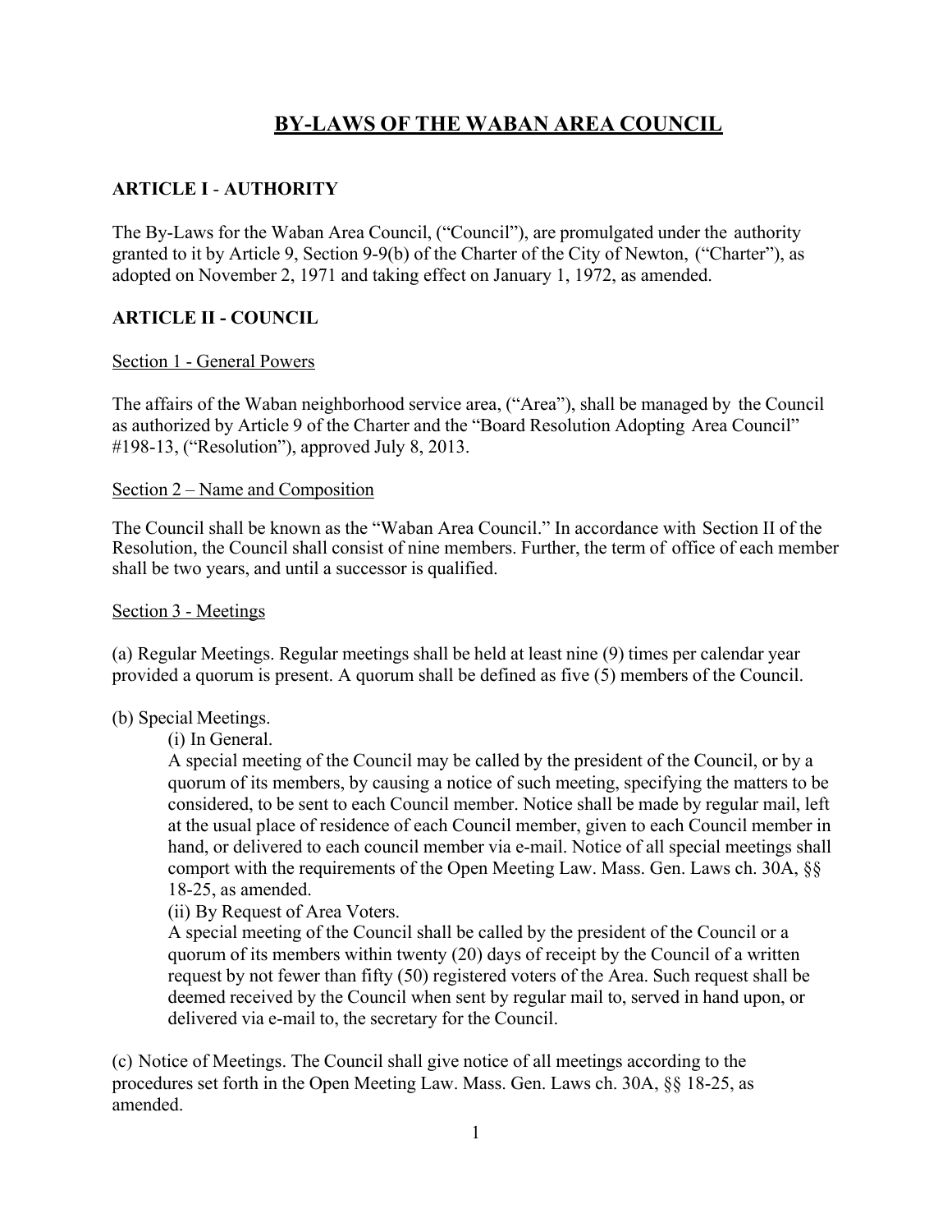# BY-LAWS OF THE WABAN AREA COUNCIL

## ARTICLE I - AUTHORITY

The By-Laws for the Waban Area Council, ("Council"), are promulgated under the authority granted to it by Article 9, Section 9-9(b) of the Charter of the City of Newton, ("Charter"), as adopted on November 2, 1971 and taking effect on January 1, 1972, as amended.

## ARTICLE II - COUNCIL

### Section 1 - General Powers

The affairs of the Waban neighborhood service area, ("Area"), shall be managed by the Council as authorized by Article 9 of the Charter and the "Board Resolution Adopting Area Council" #198-13, ("Resolution"), approved July 8, 2013.

### Section 2 – Name and Composition

The Council shall be known as the "Waban Area Council." In accordance with Section II of the Resolution, the Council shall consist of nine members. Further, the term of office of each member shall be two years, and until a successor is qualified.

### Section 3 - Meetings

(a) Regular Meetings. Regular meetings shall be held at least nine (9) times per calendar year provided a quorum is present. A quorum shall be defined as five (5) members of the Council.

(b) Special Meetings.

(i) In General.

A special meeting of the Council may be called by the president of the Council, or by a quorum of its members, by causing a notice of such meeting, specifying the matters to be considered, to be sent to each Council member. Notice shall be made by regular mail, left at the usual place of residence of each Council member, given to each Council member in hand, or delivered to each council member via e-mail. Notice of all special meetings shall comport with the requirements of the Open Meeting Law. Mass. Gen. Laws ch. 30A, §§ 18-25, as amended.

(ii) By Request of Area Voters.

A special meeting of the Council shall be called by the president of the Council or a quorum of its members within twenty (20) days of receipt by the Council of a written request by not fewer than fifty (50) registered voters of the Area. Such request shall be deemed received by the Council when sent by regular mail to, served in hand upon, or delivered via e-mail to, the secretary for the Council.

(c) Notice of Meetings. The Council shall give notice of all meetings according to the procedures set forth in the Open Meeting Law. Mass. Gen. Laws ch. 30A, §§ 18-25, as amended.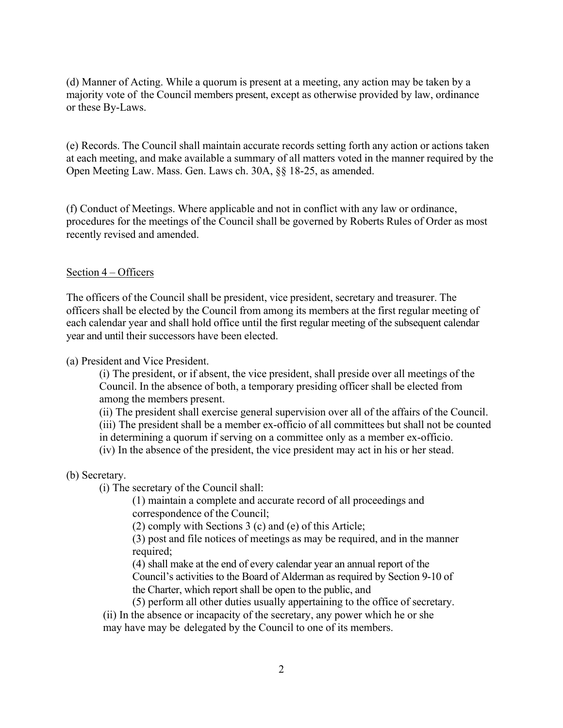(d) Manner of Acting. While a quorum is present at a meeting, any action may be taken by a majority vote of the Council members present, except as otherwise provided by law, ordinance or these By-Laws.

(e) Records. The Council shall maintain accurate records setting forth any action or actions taken at each meeting, and make available a summary of all matters voted in the manner required by the Open Meeting Law. Mass. Gen. Laws ch. 30A, §§ 18-25, as amended.

(f) Conduct of Meetings. Where applicable and not in conflict with any law or ordinance, procedures for the meetings of the Council shall be governed by Roberts Rules of Order as most recently revised and amended.

<u>Section 4 – Officers</u>

The officers of the Council shall be president, vice president, secretary and treasurer. The officers shall be elected by the Council from among its members at the first regular meeting of each calendar year and shall hold office until the first regular meeting of the subsequent calendar year and until their successors have been elected.

(a) President and Vice President.

(i) The president, or if absent, the vice president, shall preside over all meetings of the Council. In the absence of both, a temporary presiding officer shall be elected from among the members present.

(ii) The president shall exercise general supervision over all of the affairs of the Council.

(iii) The president shall be a member ex-officio of all committees but shall not be counted in determining a quorum if serving on a committee only as a member ex-officio.

(iv) In the absence of the president, the vice president may act in his or her stead.

(b) Secretary.

(i) The secretary of the Council shall:

(1) maintain a complete and accurate record of all proceedings and correspondence of the Council;

(2) comply with Sections 3 (c) and (e) of this Article;

(3) post and file notices of meetings as may be required, and in the manner required;

(4) shall make at the end of every calendar year an annual report of the Council's activities to the Board of Alderman as required by Section 9-10 of the Charter, which report shall be open to the public, and

(5) perform all other duties usually appertaining to the office of secretary.

(ii) In the absence or incapacity of the secretary, any power which he or she may have may be delegated by the Council to one of its members.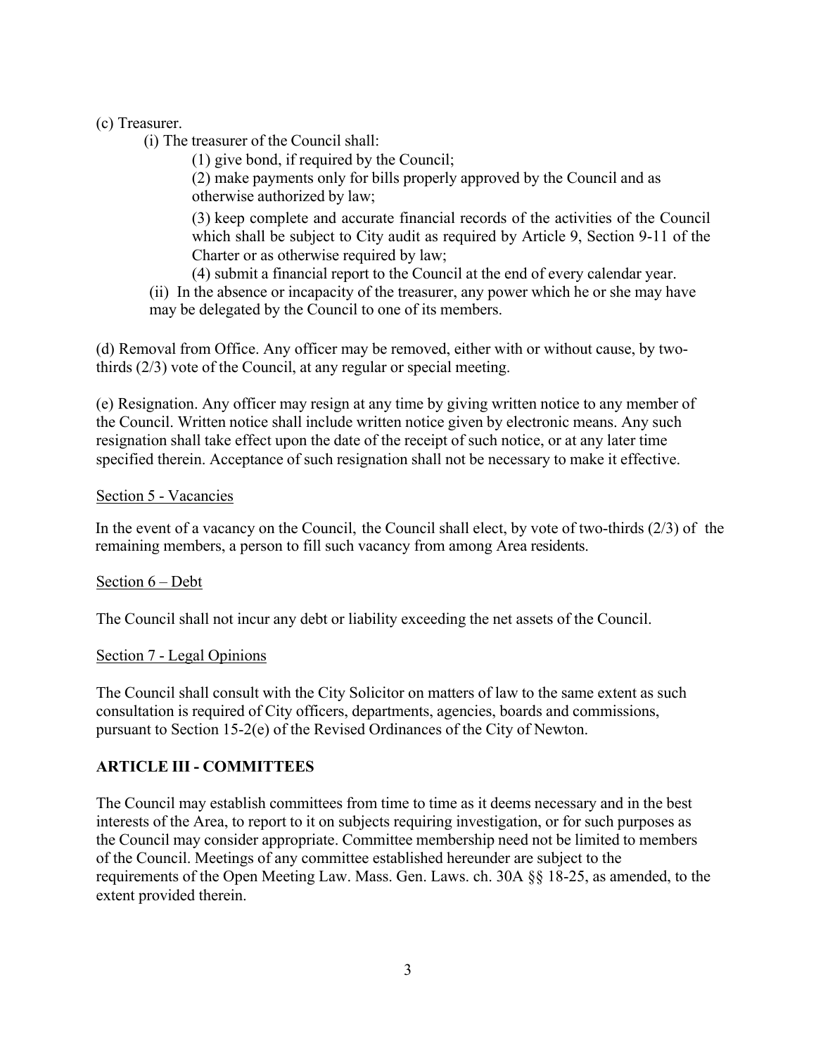(c) Treasurer.

(i) The treasurer of the Council shall:

(1) give bond, if required by the Council;

(2) make payments only for bills properly approved by the Council and as otherwise authorized by law;

(3) keep complete and accurate financial records of the activities of the Council which shall be subject to City audit as required by Article 9, Section 9-11 of the Charter or as otherwise required by law;

(4) submit a financial report to the Council at the end of every calendar year.

(ii) In the absence or incapacity of the treasurer, any power which he or she may have may be delegated by the Council to one of its members.

(d) Removal from Office. Any officer may be removed, either with or without cause, by two-thirds (2/3) vote of the Council, at any regular or special meeting.

(e) Resignation. Any officer may resign at any time by giving written notice to any member of the Council. Written notice shall include written notice given by electronic means. Any such resignation shall take effect upon the date of the receipt of such notice, or at any later time specified therein. Acceptance of such resignation shall not be necessary to make it effective.

Section 5 - Vacancies

In the event of a vacancy on the Council, the Council shall elect, by vote of two-thirds (2/3) of the remaining members, a person to fill such vacancy from among Area residents.

Section 6 – Debt

The Council shall not incur any debt or liability exceeding the net assets of the Council.

Section 7 - Legal Opinions

The Council shall consult with the City Solicitor on matters of law to the same extent as such consultation is required of City officers, departments, agencies, boards and commissions, pursuant to Section 15-2(e) of the Revised Ordinances of the City of Newton.

## ARTICLE III - COMMITTEES

The Council may establish committees from time to time as it deems necessary and in the best interests of the Area, to report to it on subjects requiring investigation, or for such purposes as the Council may consider appropriate. Committee membership need not be limited to members of the Council. Meetings of any committee established hereunder are subject to the requirements of the Open Meeting Law. Mass. Gen. Laws. ch. 30A §§ 18-25, as amended, to the extent provided therein.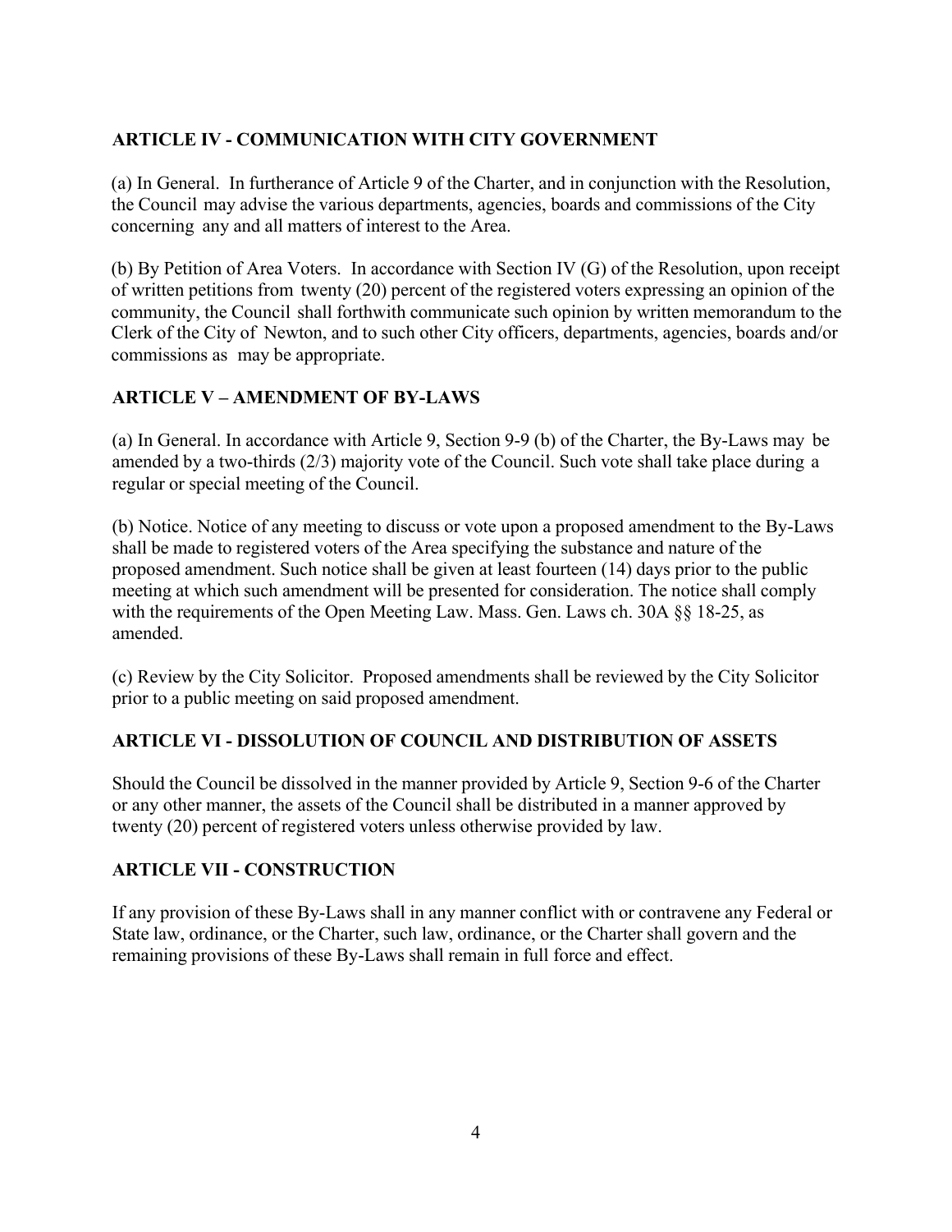## ARTICLE IV - COMMUNICATION WITH CITY GOVERNMENT

(a) In General. In furtherance of Article 9 of the Charter, and in conjunction with the Resolution, the Council may advise the various departments, agencies, boards and commissions of the City concerning any and all matters of interest to the Area.

(b) By Petition of Area Voters. In accordance with Section IV (G) of the Resolution, upon receipt of written petitions from twenty (20) percent of the registered voters expressing an opinion of the community, the Council shall forthwith communicate such opinion by written memorandum to the Clerk of the City of Newton, and to such other City officers, departments, agencies, boards and/or commissions as may be appropriate.

## ARTICLE V – AMENDMENT OF BY-LAWS

(a) In General. In accordance with Article 9, Section 9-9 (b) of the Charter, the By-Laws may be amended by a two-thirds (2/3) majority vote of the Council. Such vote shall take place during a regular or special meeting of the Council.

(b) Notice. Notice of any meeting to discuss or vote upon a proposed amendment to the By-Laws shall be made to registered voters of the Area specifying the substance and nature of the proposed amendment. Such notice shall be given at least fourteen (14) days prior to the public meeting at which such amendment will be presented for consideration. The notice shall comply with the requirements of the Open Meeting Law. Mass. Gen. Laws ch. 30A §§ 18-25, as amended.

(c) Review by the City Solicitor. Proposed amendments shall be reviewed by the City Solicitor prior to a public meeting on said proposed amendment.

## ARTICLE VI - DISSOLUTION OF COUNCIL AND DISTRIBUTION OF ASSETS

Should the Council be dissolved in the manner provided by Article 9, Section 9-6 of the Charter or any other manner, the assets of the Council shall be distributed in a manner approved by twenty (20) percent of registered voters unless otherwise provided by law.

## ARTICLE VII - CONSTRUCTION

If any provision of these By-Laws shall in any manner conflict with or contravene any Federal or State law, ordinance, or the Charter, such law, ordinance, or the Charter shall govern and the remaining provisions of these By-Laws shall remain in full force and effect.